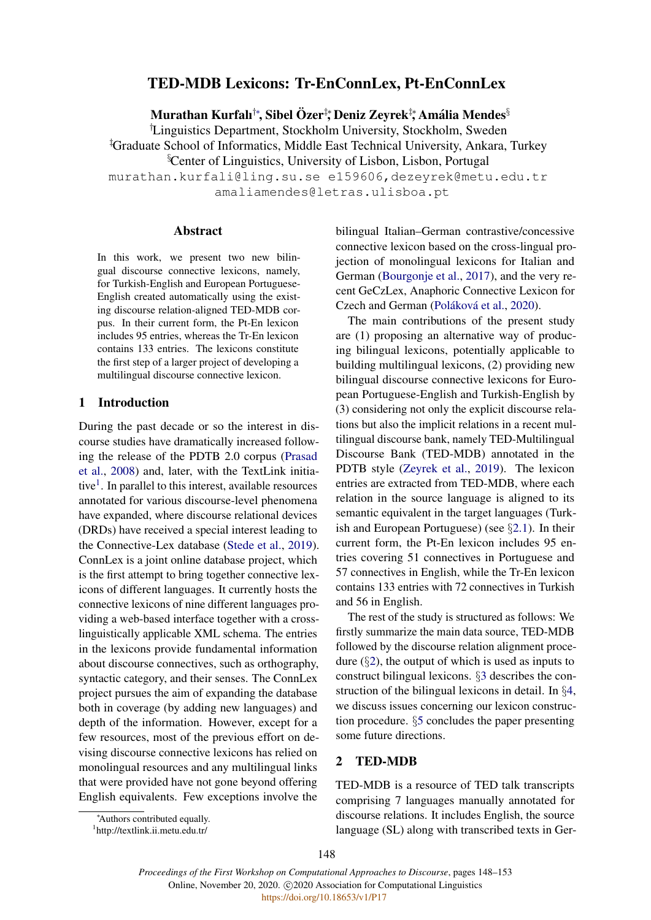# TED-MDB Lexicons: Tr-EnConnLex, Pt-EnConnLex

**Murathan Kurfalı[†*], Sibel Özer[‡*], Deniz Zeyrek[‡*], Amália Mendes[§]**

[†]Linguistics Department, Stockholm University, Stockholm, Sweden
[‡]Graduate School of Informatics, Middle East Technical University, Ankara, Turkey
[§]Center of Linguistics, University of Lisbon, Lisbon, Portugal

murathan.kurfali@ling.su.se e159606,dezeyrek@metu.edu.tr
amaliamendes@letras.ulisboa.pt

## Abstract

In this work, we present two new bilingual discourse connective lexicons, namely, for Turkish-English and European Portuguese-English created automatically using the existing discourse relation-aligned TED-MDB corpus. In their current form, the Pt-En lexicon includes 95 entries, whereas the Tr-En lexicon contains 133 entries. The lexicons constitute the first step of a larger project of developing a multilingual discourse connective lexicon.

## 1 Introduction

During the past decade or so the interest in discourse studies have dramatically increased following the release of the PDTB 2.0 corpus (Prasad et al., 2008) and, later, with the TextLink initiative[1]. In parallel to this interest, available resources annotated for various discourse-level phenomena have expanded, where discourse relational devices (DRDs) have received a special interest leading to the Connective-Lex database (Stede et al., 2019). ConnLex is a joint online database project, which is the first attempt to bring together connective lexicons of different languages. It currently hosts the connective lexicons of nine different languages providing a web-based interface together with a cross-linguistically applicable XML schema. The entries in the lexicons provide fundamental information about discourse connectives, such as orthography, syntactic category, and their senses. The ConnLex project pursues the aim of expanding the database both in coverage (by adding new languages) and depth of the information. However, except for a few resources, most of the previous effort on devising discourse connective lexicons has relied on monolingual resources and any multilingual links that were provided have not gone beyond offering English equivalents. Few exceptions involve the bilingual Italian–German contrastive/concessive connective lexicon based on the cross-lingual projection of monolingual lexicons for Italian and German (Bourgonje et al., 2017), and the very recent GeCzLex, Anaphoric Connective Lexicon for Czech and German (Poláková et al., 2020).

The main contributions of the present study are (1) proposing an alternative way of producing bilingual lexicons, potentially applicable to building multilingual lexicons, (2) providing new bilingual discourse connective lexicons for European Portuguese-English and Turkish-English by (3) considering not only the explicit discourse relations but also the implicit relations in a recent multilingual discourse bank, namely TED-Multilingual Discourse Bank (TED-MDB) annotated in the PDTB style (Zeyrek et al., 2019). The lexicon entries are extracted from TED-MDB, where each relation in the source language is aligned to its semantic equivalent in the target languages (Turkish and European Portuguese) (see §2.1). In their current form, the Pt-En lexicon includes 95 entries covering 51 connectives in Portuguese and 57 connectives in English, while the Tr-En lexicon contains 133 entries with 72 connectives in Turkish and 56 in English.

The rest of the study is structured as follows: We firstly summarize the main data source, TED-MDB followed by the discourse relation alignment procedure (§2), the output of which is used as inputs to construct bilingual lexicons. §3 describes the construction of the bilingual lexicons in detail. In §4, we discuss issues concerning our lexicon construction procedure. §5 concludes the paper presenting some future directions.

## 2 TED-MDB

TED-MDB is a resource of TED talk transcripts comprising 7 languages manually annotated for discourse relations. It includes English, the source language (SL) along with transcribed texts in Ger-

*Authors contributed equally.
[1]http://textlink.ii.metu.edu.tr/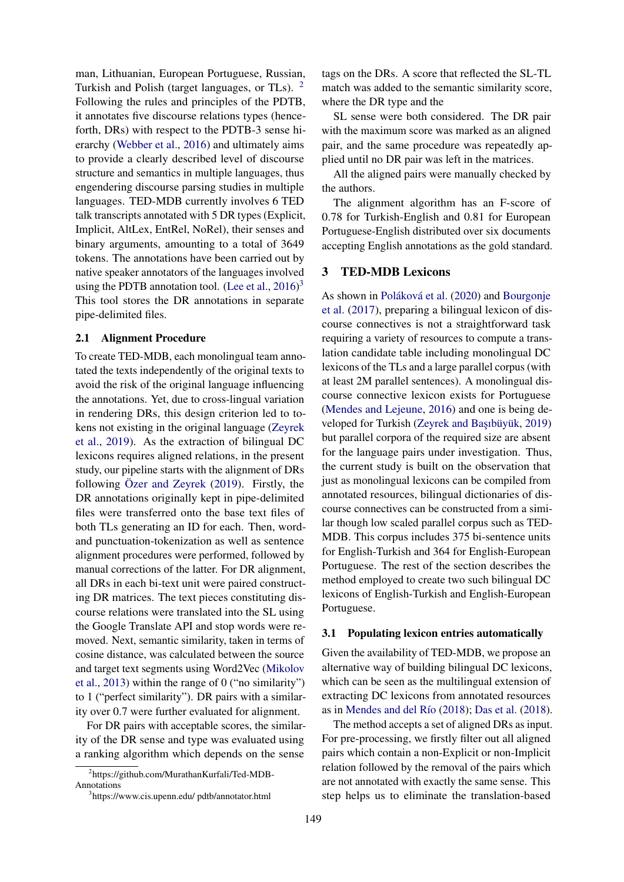man, Lithuanian, European Portuguese, Russian, Turkish and Polish (target languages, or TLs). [2] Following the rules and principles of the PDTB, it annotates five discourse relations types (henceforth, DRs) with respect to the PDTB-3 sense hierarchy (Webber et al., 2016) and ultimately aims to provide a clearly described level of discourse structure and semantics in multiple languages, thus engendering discourse parsing studies in multiple languages. TED-MDB currently involves 6 TED talk transcripts annotated with 5 DR types (Explicit, Implicit, AltLex, EntRel, NoRel), their senses and binary arguments, amounting to a total of 3649 tokens. The annotations have been carried out by native speaker annotators of the languages involved using the PDTB annotation tool. (Lee et al., 2016)[3] This tool stores the DR annotations in separate pipe-delimited files.

## 2.1 Alignment Procedure

To create TED-MDB, each monolingual team annotated the texts independently of the original texts to avoid the risk of the original language influencing the annotations. Yet, due to cross-lingual variation in rendering DRs, this design criterion led to tokens not existing in the original language (Zeyrek et al., 2019). As the extraction of bilingual DC lexicons requires aligned relations, in the present study, our pipeline starts with the alignment of DRs following Özer and Zeyrek (2019). Firstly, the DR annotations originally kept in pipe-delimited files were transferred onto the base text files of both TLs generating an ID for each. Then, word- and punctuation-tokenization as well as sentence alignment procedures were performed, followed by manual corrections of the latter. For DR alignment, all DRs in each bi-text unit were paired constructing DR matrices. The text pieces constituting discourse relations were translated into the SL using the Google Translate API and stop words were removed. Next, semantic similarity, taken in terms of cosine distance, was calculated between the source and target text segments using Word2Vec (Mikolov et al., 2013) within the range of 0 ("no similarity") to 1 ("perfect similarity"). DR pairs with a similarity over 0.7 were further evaluated for alignment.

For DR pairs with acceptable scores, the similarity of the DR sense and type was evaluated using a ranking algorithm which depends on the sense tags on the DRs. A score that reflected the SL-TL match was added to the semantic similarity score, where the DR type and the

SL sense were both considered. The DR pair with the maximum score was marked as an aligned pair, and the same procedure was repeatedly applied until no DR pair was left in the matrices.

All the aligned pairs were manually checked by the authors.

The alignment algorithm has an F-score of 0.78 for Turkish-English and 0.81 for European Portuguese-English distributed over six documents accepting English annotations as the gold standard.

# 3 TED-MDB Lexicons

As shown in Poláková et al. (2020) and Bourgonje et al. (2017), preparing a bilingual lexicon of discourse connectives is not a straightforward task requiring a variety of resources to compute a translation candidate table including monolingual DC lexicons of the TLs and a large parallel corpus (with at least 2M parallel sentences). A monolingual discourse connective lexicon exists for Portuguese (Mendes and Lejeune, 2016) and one is being developed for Turkish (Zeyrek and Başıbüyük, 2019) but parallel corpora of the required size are absent for the language pairs under investigation. Thus, the current study is built on the observation that just as monolingual lexicons can be compiled from annotated resources, bilingual dictionaries of discourse connectives can be constructed from a similar though low scaled parallel corpus such as TED-MDB. This corpus includes 375 bi-sentence units for English-Turkish and 364 for English-European Portuguese. The rest of the section describes the method employed to create two such bilingual DC lexicons of English-Turkish and English-European Portuguese.

## 3.1 Populating lexicon entries automatically

Given the availability of TED-MDB, we propose an alternative way of building bilingual DC lexicons, which can be seen as the multilingual extension of extracting DC lexicons from annotated resources as in Mendes and del Río (2018); Das et al. (2018).

The method accepts a set of aligned DRs as input. For pre-processing, we firstly filter out all aligned pairs which contain a non-Explicit or non-Implicit relation followed by the removal of the pairs which are not annotated with exactly the same sense. This step helps us to eliminate the translation-based

[2] https://github.com/MurathanKurfali/Ted-MDB-Annotations

[3] https://www.cis.upenn.edu/ pdtb/annotator.html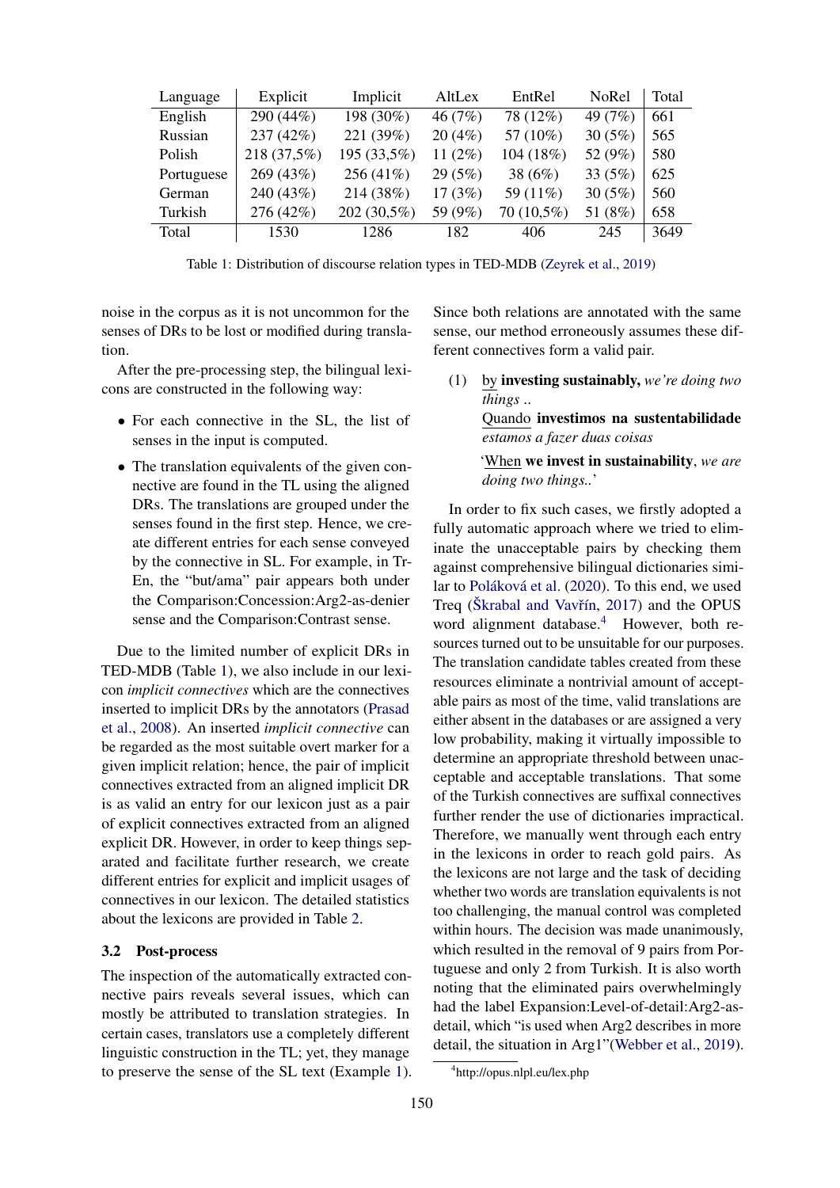| Language | Explicit | Implicit | AltLex | EntRel | NoRel | Total |
|---|---|---|---|---|---|---|
| English | 290 (44%) | 198 (30%) | 46 (7%) | 78 (12%) | 49 (7%) | 661 |
| Russian | 237 (42%) | 221 (39%) | 20 (4%) | 57 (10%) | 30 (5%) | 565 |
| Polish | 218 (37,5%) | 195 (33,5%) | 11 (2%) | 104 (18%) | 52 (9%) | 580 |
| Portuguese | 269 (43%) | 256 (41%) | 29 (5%) | 38 (6%) | 33 (5%) | 625 |
| German | 240 (43%) | 214 (38%) | 17 (3%) | 59 (11%) | 30 (5%) | 560 |
| Turkish | 276 (42%) | 202 (30,5%) | 59 (9%) | 70 (10,5%) | 51 (8%) | 658 |
| Total | 1530 | 1286 | 182 | 406 | 245 | 3649 |

Table 1: Distribution of discourse relation types in TED-MDB (Zeyrek et al., 2019)

noise in the corpus as it is not uncommon for the senses of DRs to be lost or modified during translation.

After the pre-processing step, the bilingual lexicons are constructed in the following way:

- For each connective in the SL, the list of senses in the input is computed.
- The translation equivalents of the given connective are found in the TL using the aligned DRs. The translations are grouped under the senses found in the first step. Hence, we create different entries for each sense conveyed by the connective in SL. For example, in Tr-En, the "but/ama" pair appears both under the Comparison:Concession:Arg2-as-denier sense and the Comparison:Contrast sense.

Due to the limited number of explicit DRs in TED-MDB (Table 1), we also include in our lexicon *implicit connectives* which are the connectives inserted to implicit DRs by the annotators (Prasad et al., 2008). An inserted *implicit connective* can be regarded as the most suitable overt marker for a given implicit relation; hence, the pair of implicit connectives extracted from an aligned implicit DR is as valid an entry for our lexicon just as a pair of explicit connectives extracted from an aligned explicit DR. However, in order to keep things separated and facilitate further research, we create different entries for explicit and implicit usages of connectives in our lexicon. The detailed statistics about the lexicons are provided in Table 2.

### 3.2 Post-process

The inspection of the automatically extracted connective pairs reveals several issues, which can mostly be attributed to translation strategies. In certain cases, translators use a completely different linguistic construction in the TL; yet, they manage to preserve the sense of the SL text (Example 1). Since both relations are annotated with the same sense, our method erroneously assumes these different connectives form a valid pair.

(1) by **investing sustainably,** *we're doing two things ..*
Quando **investimos na sustentabilidade** *estamos a fazer duas coisas*
'When **we invest in sustainability**, *we are doing two things..*'

In order to fix such cases, we firstly adopted a fully automatic approach where we tried to eliminate the unacceptable pairs by checking them against comprehensive bilingual dictionaries similar to Poláková et al. (2020). To this end, we used Treq (Škrabal and Vavřín, 2017) and the OPUS word alignment database.[4] However, both resources turned out to be unsuitable for our purposes. The translation candidate tables created from these resources eliminate a nontrivial amount of acceptable pairs as most of the time, valid translations are either absent in the databases or are assigned a very low probability, making it virtually impossible to determine an appropriate threshold between unacceptable and acceptable translations. That some of the Turkish connectives are suffixal connectives further render the use of dictionaries impractical. Therefore, we manually went through each entry in the lexicons in order to reach gold pairs. As the lexicons are not large and the task of deciding whether two words are translation equivalents is not too challenging, the manual control was completed within hours. The decision was made unanimously, which resulted in the removal of 9 pairs from Portuguese and only 2 from Turkish. It is also worth noting that the eliminated pairs overwhelmingly had the label Expansion:Level-of-detail:Arg2-as-detail, which "is used when Arg2 describes in more detail, the situation in Arg1"(Webber et al., 2019).

[4] http://opus.nlpl.eu/lex.php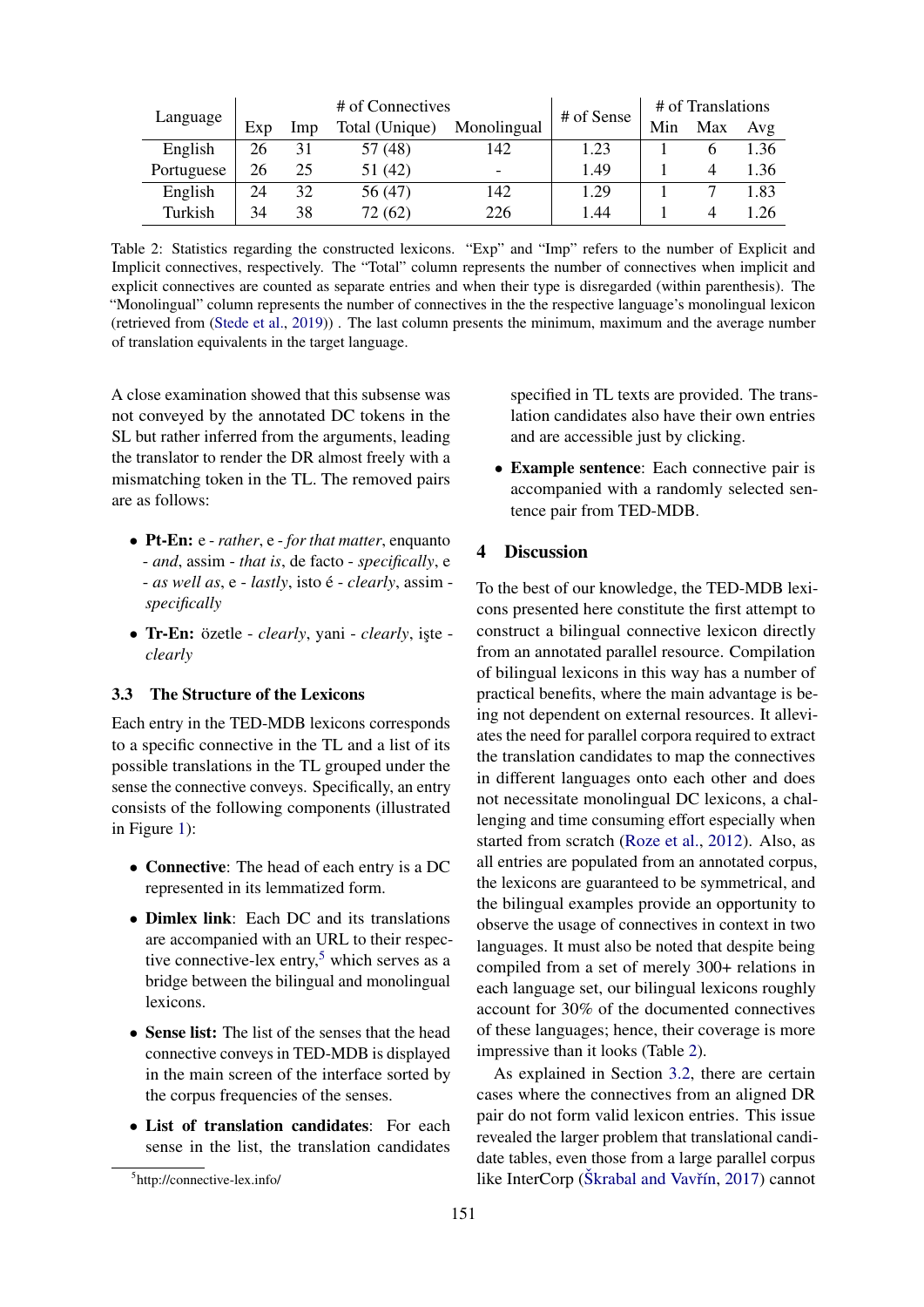| Language | # of Connectives | | | | # of Sense | # of Translations | | |
|---|---|---|---|---|---|---|---|---|
| | Exp | Imp | Total (Unique) | Monolingual | | Min | Max | Avg |
| English | 26 | 31 | 57 (48) | 142 | 1.23 | 1 | 6 | 1.36 |
| Portuguese | 26 | 25 | 51 (42) | - | 1.49 | 1 | 4 | 1.36 |
| English | 24 | 32 | 56 (47) | 142 | 1.29 | 1 | 7 | 1.83 |
| Turkish | 34 | 38 | 72 (62) | 226 | 1.44 | 1 | 4 | 1.26 |

Table 2: Statistics regarding the constructed lexicons. "Exp" and "Imp" refers to the number of Explicit and Implicit connectives, respectively. The "Total" column represents the number of connectives when implicit and explicit connectives are counted as separate entries and when their type is disregarded (within parenthesis). The "Monolingual" column represents the number of connectives in the the respective language's monolingual lexicon (retrieved from (Stede et al., 2019)) . The last column presents the minimum, maximum and the average number of translation equivalents in the target language.

A close examination showed that this subsense was not conveyed by the annotated DC tokens in the SL but rather inferred from the arguments, leading the translator to render the DR almost freely with a mismatching token in the TL. The removed pairs are as follows:

- **Pt-En:** e - *rather*, e - *for that matter*, enquanto - *and*, assim - *that is*, de facto - *specifically*, e - *as well as*, e - *lastly*, isto é - *clearly*, assim - *specifically*
- **Tr-En:** özetle - *clearly*, yani - *clearly*, işte - *clearly*

### 3.3 The Structure of the Lexicons

Each entry in the TED-MDB lexicons corresponds to a specific connective in the TL and a list of its possible translations in the TL grouped under the sense the connective conveys. Specifically, an entry consists of the following components (illustrated in Figure 1):

- **Connective**: The head of each entry is a DC represented in its lemmatized form.
- **Dimlex link**: Each DC and its translations are accompanied with an URL to their respective connective-lex entry,[5] which serves as a bridge between the bilingual and monolingual lexicons.
- **Sense list:** The list of the senses that the head connective conveys in TED-MDB is displayed in the main screen of the interface sorted by the corpus frequencies of the senses.
- **List of translation candidates**: For each sense in the list, the translation candidates specified in TL texts are provided. The translation candidates also have their own entries and are accessible just by clicking.
- **Example sentence**: Each connective pair is accompanied with a randomly selected sentence pair from TED-MDB.

[5] http://connective-lex.info/

## 4 Discussion

To the best of our knowledge, the TED-MDB lexicons presented here constitute the first attempt to construct a bilingual connective lexicon directly from an annotated parallel resource. Compilation of bilingual lexicons in this way has a number of practical benefits, where the main advantage is being not dependent on external resources. It alleviates the need for parallel corpora required to extract the translation candidates to map the connectives in different languages onto each other and does not necessitate monolingual DC lexicons, a challenging and time consuming effort especially when started from scratch (Roze et al., 2012). Also, as all entries are populated from an annotated corpus, the lexicons are guaranteed to be symmetrical, and the bilingual examples provide an opportunity to observe the usage of connectives in context in two languages. It must also be noted that despite being compiled from a set of merely 300+ relations in each language set, our bilingual lexicons roughly account for 30% of the documented connectives of these languages; hence, their coverage is more impressive than it looks (Table 2).

As explained in Section 3.2, there are certain cases where the connectives from an aligned DR pair do not form valid lexicon entries. This issue revealed the larger problem that translational candidate tables, even those from a large parallel corpus like InterCorp (Škrabal and Vavřín, 2017) cannot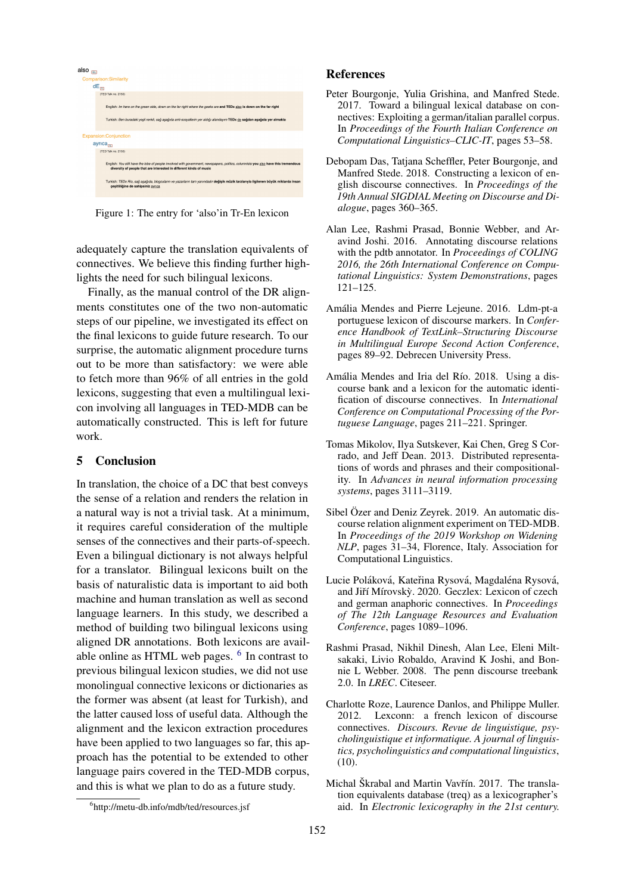also

Comparison:Similarity

dE

(TED Talk no. 2150)

English: Im here on the green side, down on the far right where the geeks are and TEDx also is down on the far right

Turkish: Ben buradaki yeşil renkli, sağ aşağıda anti-sosyallerin yer aldığı alandayım TEDx de sağdan aşağıda yer almakta

Expansion:Conjunction

ayrıca

(TED Talk no. 2150)

English: You still have the lobe of people involved with government, newspapers, politics, columnists you also have this tremendous diversity of people that are interested in different kinds of music

Turkish: TEDx Rio, sağ aşağıda, blogcuların ve yazarların tam yanındadır değişik müzik tarzlarıyla ilgilenen büyük miktarda insan çeşitliliğine de sahipsiniz ayrıca

Figure 1: The entry for 'also'in Tr-En lexicon

adequately capture the translation equivalents of connectives. We believe this finding further highlights the need for such bilingual lexicons.

Finally, as the manual control of the DR alignments constitutes one of the two non-automatic steps of our pipeline, we investigated its effect on the final lexicons to guide future research. To our surprise, the automatic alignment procedure turns out to be more than satisfactory: we were able to fetch more than 96% of all entries in the gold lexicons, suggesting that even a multilingual lexicon involving all languages in TED-MDB can be automatically constructed. This is left for future work.

## 5 Conclusion

In translation, the choice of a DC that best conveys the sense of a relation and renders the relation in a natural way is not a trivial task. At a minimum, it requires careful consideration of the multiple senses of the connectives and their parts-of-speech. Even a bilingual dictionary is not always helpful for a translator. Bilingual lexicons built on the basis of naturalistic data is important to aid both machine and human translation as well as second language learners. In this study, we described a method of building two bilingual lexicons using aligned DR annotations. Both lexicons are available online as HTML web pages. [6] In contrast to previous bilingual lexicon studies, we did not use monolingual connective lexicons or dictionaries as the former was absent (at least for Turkish), and the latter caused loss of useful data. Although the alignment and the lexicon extraction procedures have been applied to two languages so far, this approach has the potential to be extended to other language pairs covered in the TED-MDB corpus, and this is what we plan to do as a future study.

[6] http://metu-db.info/mdb/ted/resources.jsf

## References

Peter Bourgonje, Yulia Grishina, and Manfred Stede. 2017. Toward a bilingual lexical database on connectives: Exploiting a german/italian parallel corpus. In *Proceedings of the Fourth Italian Conference on Computational Linguistics–CLIC-IT*, pages 53–58.

Debopam Das, Tatjana Scheffler, Peter Bourgonje, and Manfred Stede. 2018. Constructing a lexicon of english discourse connectives. In *Proceedings of the 19th Annual SIGDIAL Meeting on Discourse and Dialogue*, pages 360–365.

Alan Lee, Rashmi Prasad, Bonnie Webber, and Aravind Joshi. 2016. Annotating discourse relations with the pdtb annotator. In *Proceedings of COLING 2016, the 26th International Conference on Computational Linguistics: System Demonstrations*, pages 121–125.

Amália Mendes and Pierre Lejeune. 2016. Ldm-pt-a portuguese lexicon of discourse markers. In *Conference Handbook of TextLink–Structuring Discourse in Multilingual Europe Second Action Conference*, pages 89–92. Debrecen University Press.

Amália Mendes and Iria del Río. 2018. Using a discourse bank and a lexicon for the automatic identification of discourse connectives. In *International Conference on Computational Processing of the Portuguese Language*, pages 211–221. Springer.

Tomas Mikolov, Ilya Sutskever, Kai Chen, Greg S Corrado, and Jeff Dean. 2013. Distributed representations of words and phrases and their compositionality. In *Advances in neural information processing systems*, pages 3111–3119.

Sibel Özer and Deniz Zeyrek. 2019. An automatic discourse relation alignment experiment on TED-MDB. In *Proceedings of the 2019 Workshop on Widening NLP*, pages 31–34, Florence, Italy. Association for Computational Linguistics.

Lucie Poláková, Kateřina Rysová, Magdaléna Rysová, and Jiří Mírovskỳ. 2020. Geczlex: Lexicon of czech and german anaphoric connectives. In *Proceedings of The 12th Language Resources and Evaluation Conference*, pages 1089–1096.

Rashmi Prasad, Nikhil Dinesh, Alan Lee, Eleni Miltsakaki, Livio Robaldo, Aravind K Joshi, and Bonnie L Webber. 2008. The penn discourse treebank 2.0. In *LREC*. Citeseer.

Charlotte Roze, Laurence Danlos, and Philippe Muller. 2012. Lexconn: a french lexicon of discourse connectives. *Discours. Revue de linguistique, psycholinguistique et informatique. A journal of linguistics, psycholinguistics and computational linguistics*, (10).

Michal Škrabal and Martin Vavřín. 2017. The translation equivalents database (treq) as a lexicographer's aid. In *Electronic lexicography in the 21st century*.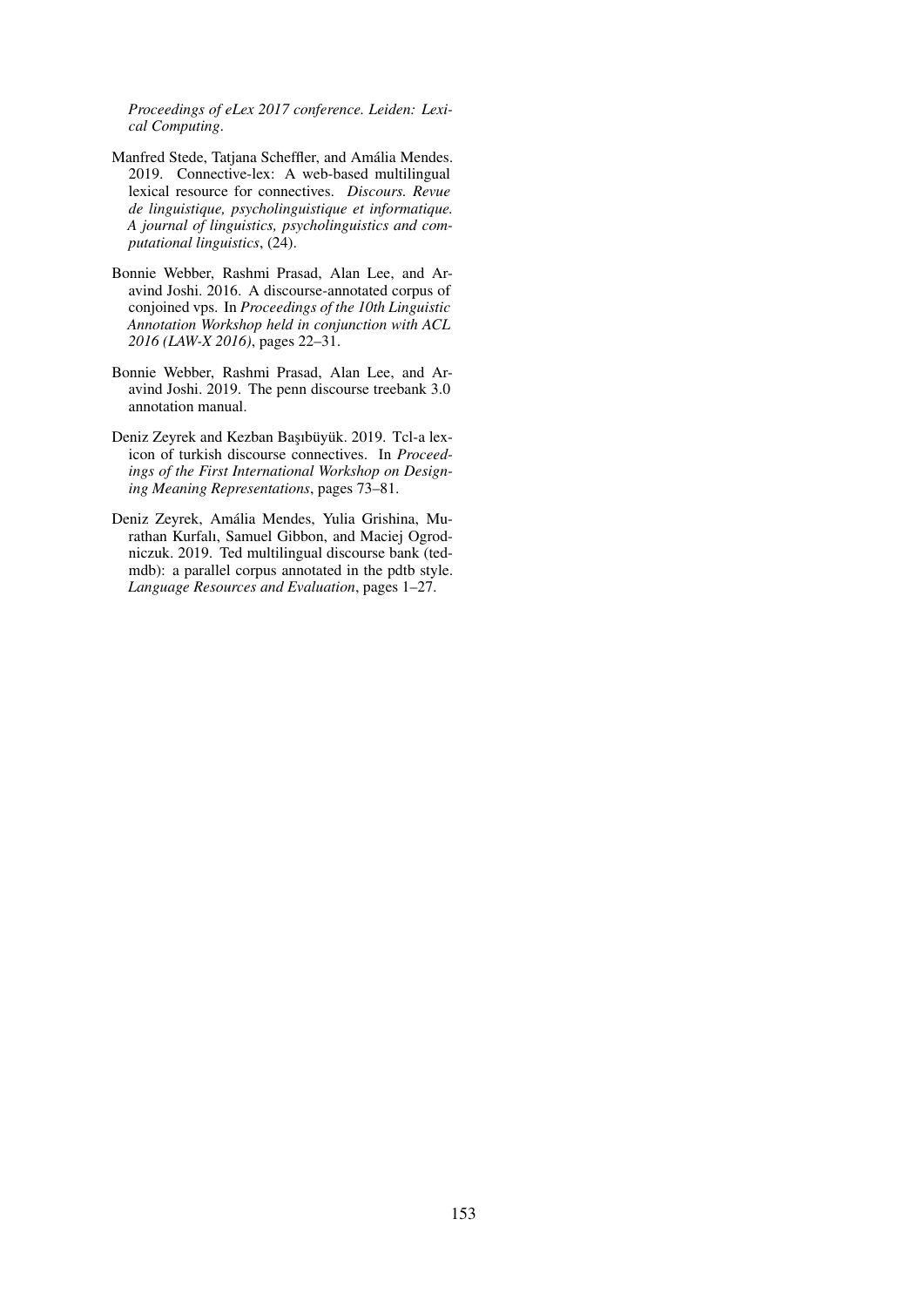*Proceedings of eLex 2017 conference. Leiden: Lexical Computing*.

Manfred Stede, Tatjana Scheffler, and Amália Mendes. 2019. Connective-lex: A web-based multilingual lexical resource for connectives. *Discours. Revue de linguistique, psycholinguistique et informatique. A journal of linguistics, psycholinguistics and computational linguistics*, (24).

Bonnie Webber, Rashmi Prasad, Alan Lee, and Aravind Joshi. 2016. A discourse-annotated corpus of conjoined vps. In *Proceedings of the 10th Linguistic Annotation Workshop held in conjunction with ACL 2016 (LAW-X 2016)*, pages 22–31.

Bonnie Webber, Rashmi Prasad, Alan Lee, and Aravind Joshi. 2019. The penn discourse treebank 3.0 annotation manual.

Deniz Zeyrek and Kezban Başıbüyük. 2019. Tcl-a lexicon of turkish discourse connectives. In *Proceedings of the First International Workshop on Designing Meaning Representations*, pages 73–81.

Deniz Zeyrek, Amália Mendes, Yulia Grishina, Murathan Kurfalı, Samuel Gibbon, and Maciej Ogrodniczuk. 2019. Ted multilingual discourse bank (ted-mdb): a parallel corpus annotated in the pdtb style. *Language Resources and Evaluation*, pages 1–27.